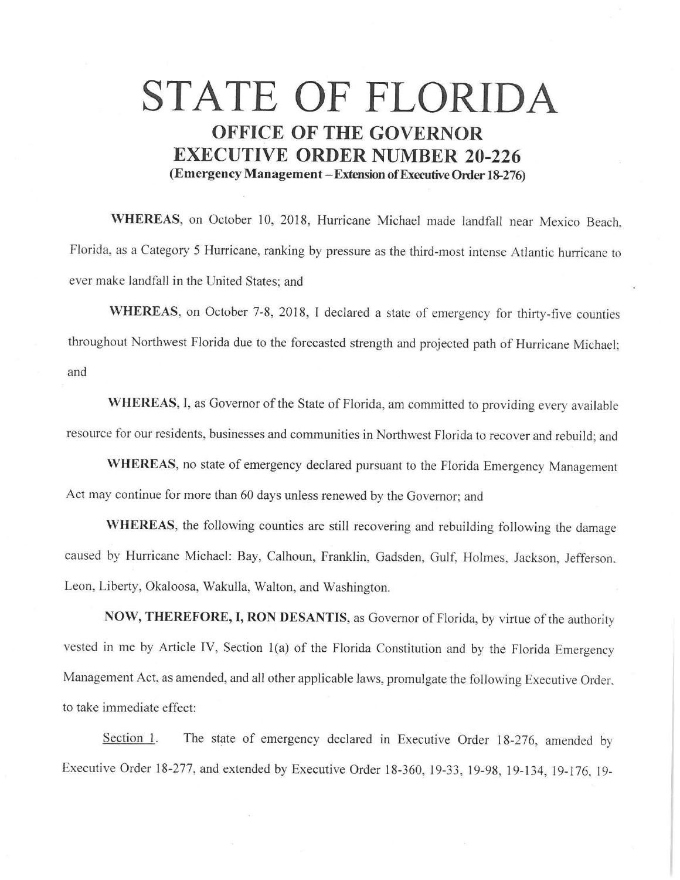# STATE OF FLORIDA

## OFFICE OF THE GOVERNOR

## EXECUTIVE ORDER NUMBER 20-226

**(Emergency Management – Extension of Executive Order 18-276)**

**WHEREAS**, on October 10, 2018, Hurricane Michael made landfall near Mexico Beach, Florida, as a Category 5 Hurricane, ranking by pressure as the third-most intense Atlantic hurricane to ever make landfall in the United States; and

**WHEREAS**, on October 7-8, 2018, I declared a state of emergency for thirty-five counties throughout Northwest Florida due to the forecasted strength and projected path of Hurricane Michael; and

**WHEREAS**, I, as Governor of the State of Florida, am committed to providing every available resource for our residents, businesses and communities in Northwest Florida to recover and rebuild; and

**WHEREAS**, no state of emergency declared pursuant to the Florida Emergency Management Act may continue for more than 60 days unless renewed by the Governor; and

**WHEREAS**, the following counties are still recovering and rebuilding following the damage caused by Hurricane Michael: Bay, Calhoun, Franklin, Gadsden, Gulf, Holmes, Jackson, Jefferson, Leon, Liberty, Okaloosa, Wakulla, Walton, and Washington.

**NOW, THEREFORE, I, RON DESANTIS**, as Governor of Florida, by virtue of the authority vested in me by Article IV, Section 1(a) of the Florida Constitution and by the Florida Emergency Management Act, as amended, and all other applicable laws, promulgate the following Executive Order, to take immediate effect:

Section 1. The state of emergency declared in Executive Order 18-276, amended by Executive Order 18-277, and extended by Executive Order 18-360, 19-33, 19-98, 19-134, 19-176, 19-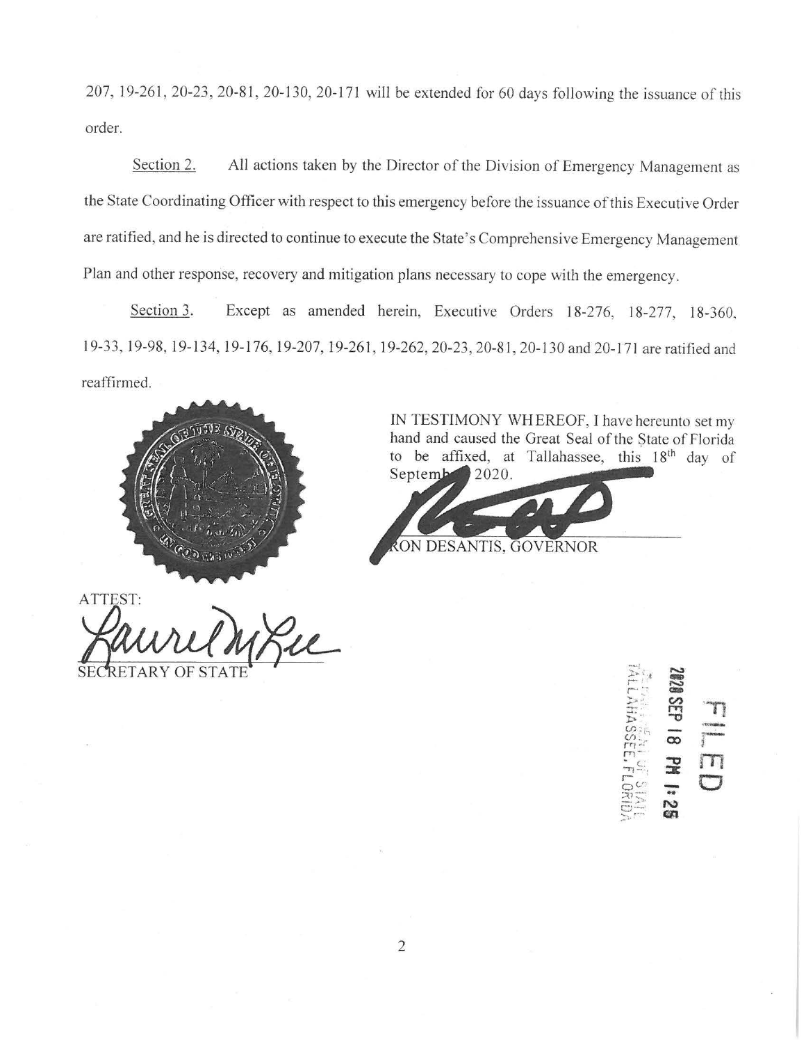207, 19-261, 20-23, 20-81, 20-130, 20-171 will be extended for 60 days following the issuance of this order.

Section 2. All actions taken by the Director of the Division of Emergency Management as the State Coordinating Officer with respect to this emergency before the issuance of this Executive Order are ratified, and he is directed to continue to execute the State's Comprehensive Emergency Management Plan and other response, recovery and mitigation plans necessary to cope with the emergency.

Section 3. Except as amended herein, Executive Orders 18-276, 18-277, 18-360, 19-33, 19-98, 19-134, 19-176, 19-207, 19-261, 19-262, 20-23, 20-81, 20-130 and 20-171 are ratified and reaffirmed.

IN TESTIMONY WHEREOF, I have hereunto set my hand and caused the Great Seal of the State of Florida to be affixed, at Tallahassee, this 18th day of September 2020.

RON DESANTIS, GOVERNOR

ATTEST:

SECRETARY OF STATE

FILED

2020 SEP 18 PM 1:25

DEPARTMENT OF STATE
TALLAHASSEE, FLORIDA